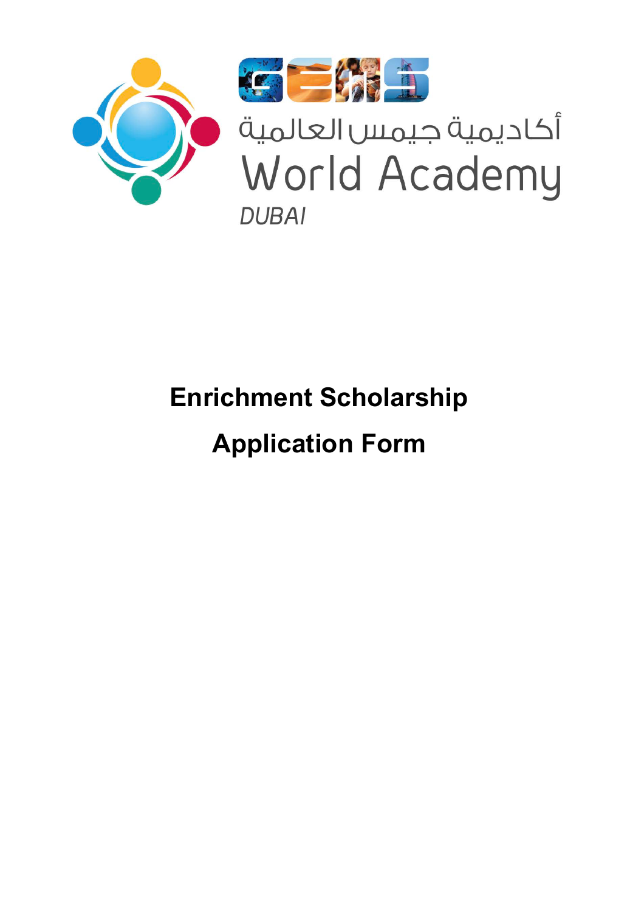أكاديمية جيمس العالمية

World Academy

*DUBAI*

# Enrichment Scholarship

# Application Form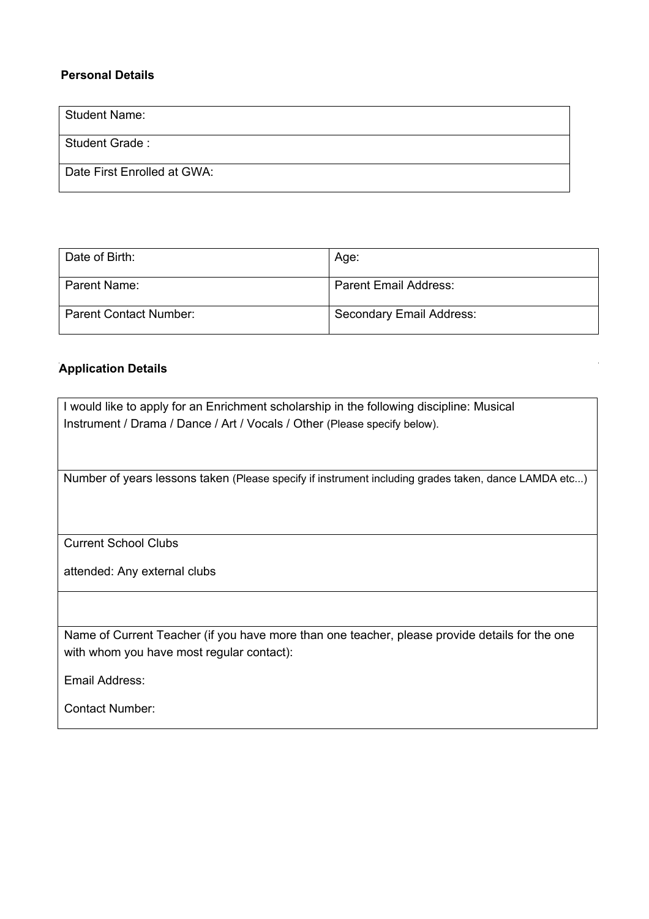**Personal Details**

| Student Name: |
|---|
| Student Grade : |
| Date First Enrolled at GWA: |

| Date of Birth: | Age: |
|---|---|
| Parent Name: | Parent Email Address: |
| Parent Contact Number: | Secondary Email Address: |

**Application Details**

| I would like to apply for an Enrichment scholarship in the following discipline: Musical Instrument / Drama / Dance / Art / Vocals / Other (Please specify below). |
|---|
| Number of years lessons taken (Please specify if instrument including grades taken, dance LAMDA etc...) |
| Current School Clubs attended: Any external clubs |
| |
| Name of Current Teacher (if you have more than one teacher, please provide details for the one with whom you have most regular contact): Email Address: Contact Number: |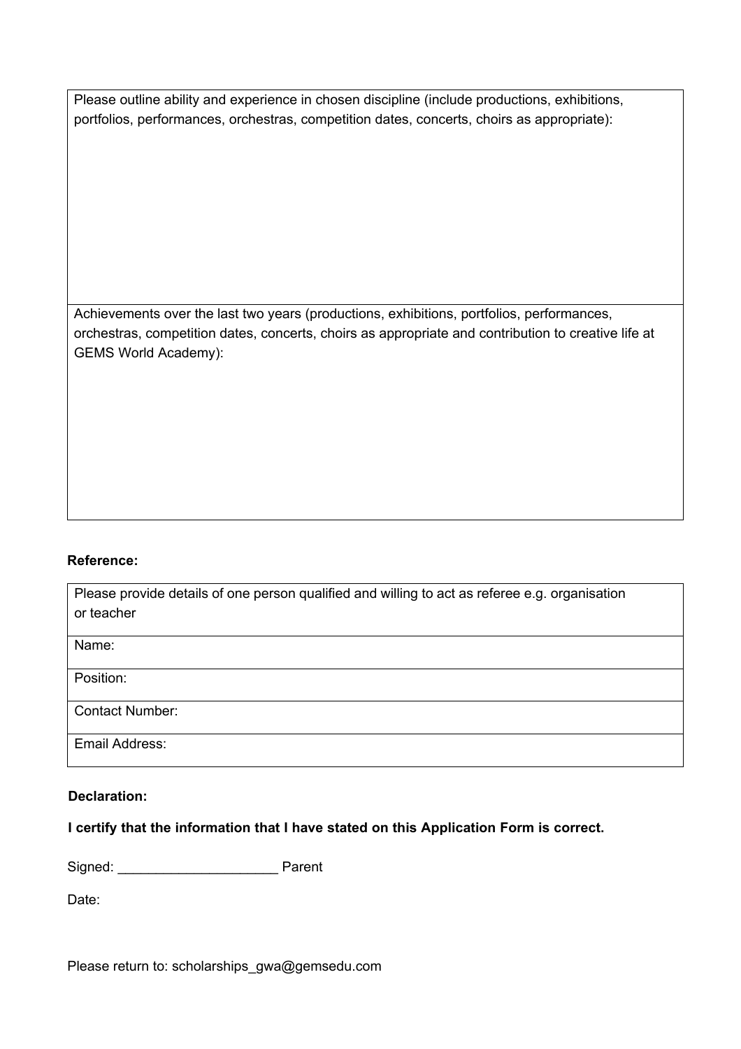| |
|---|
| Please outline ability and experience in chosen discipline (include productions, exhibitions, portfolios, performances, orchestras, competition dates, concerts, choirs as appropriate): |
| Achievements over the last two years (productions, exhibitions, portfolios, performances, orchestras, competition dates, concerts, choirs as appropriate and contribution to creative life at GEMS World Academy): |

**Reference:**

| |
|---|
| Please provide details of one person qualified and willing to act as referee e.g. organisation or teacher |
| Name: |
| Position: |
| Contact Number: |
| Email Address: |

**Declaration:**

**I certify that the information that I have stated on this Application Form is correct.**

Signed: ____________________ Parent

Date:

Please return to: scholarships_gwa@gemsedu.com